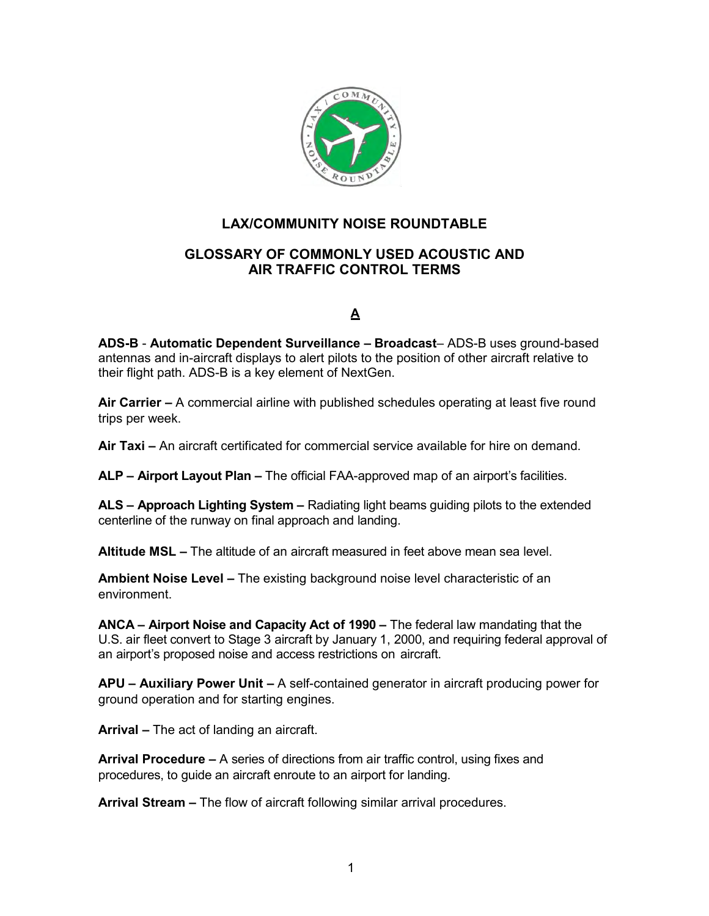# LAX/COMMUNITY NOISE ROUNDTABLE

## GLOSSARY OF COMMONLY USED ACOUSTIC AND AIR TRAFFIC CONTROL TERMS

### A

**ADS-B** - **Automatic Dependent Surveillance – Broadcast**– ADS-B uses ground-based antennas and in-aircraft displays to alert pilots to the position of other aircraft relative to their flight path. ADS-B is a key element of NextGen.

**Air Carrier –** A commercial airline with published schedules operating at least five round trips per week.

**Air Taxi –** An aircraft certificated for commercial service available for hire on demand.

**ALP – Airport Layout Plan –** The official FAA-approved map of an airport's facilities.

**ALS – Approach Lighting System –** Radiating light beams guiding pilots to the extended centerline of the runway on final approach and landing.

**Altitude MSL –** The altitude of an aircraft measured in feet above mean sea level.

**Ambient Noise Level –** The existing background noise level characteristic of an environment.

**ANCA – Airport Noise and Capacity Act of 1990 –** The federal law mandating that the U.S. air fleet convert to Stage 3 aircraft by January 1, 2000, and requiring federal approval of an airport's proposed noise and access restrictions on aircraft.

**APU – Auxiliary Power Unit –** A self-contained generator in aircraft producing power for ground operation and for starting engines.

**Arrival –** The act of landing an aircraft.

**Arrival Procedure –** A series of directions from air traffic control, using fixes and procedures, to guide an aircraft enroute to an airport for landing.

**Arrival Stream –** The flow of aircraft following similar arrival procedures.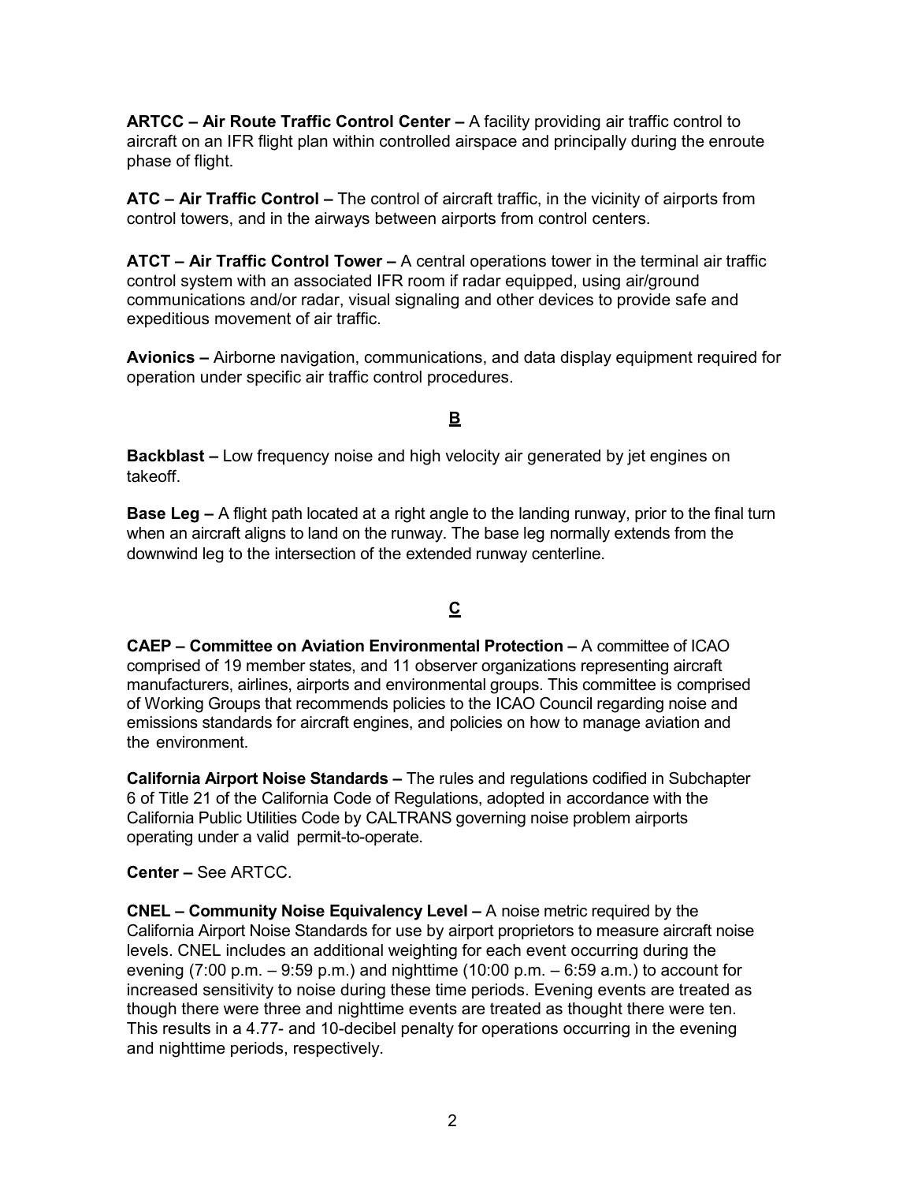**ARTCC – Air Route Traffic Control Center –** A facility providing air traffic control to aircraft on an IFR flight plan within controlled airspace and principally during the enroute phase of flight.

**ATC – Air Traffic Control –** The control of aircraft traffic, in the vicinity of airports from control towers, and in the airways between airports from control centers.

**ATCT – Air Traffic Control Tower –** A central operations tower in the terminal air traffic control system with an associated IFR room if radar equipped, using air/ground communications and/or radar, visual signaling and other devices to provide safe and expeditious movement of air traffic.

**Avionics –** Airborne navigation, communications, and data display equipment required for operation under specific air traffic control procedures.

## B

**Backblast –** Low frequency noise and high velocity air generated by jet engines on takeoff.

**Base Leg –** A flight path located at a right angle to the landing runway, prior to the final turn when an aircraft aligns to land on the runway. The base leg normally extends from the downwind leg to the intersection of the extended runway centerline.

## C

**CAEP – Committee on Aviation Environmental Protection –** A committee of ICAO comprised of 19 member states, and 11 observer organizations representing aircraft manufacturers, airlines, airports and environmental groups. This committee is comprised of Working Groups that recommends policies to the ICAO Council regarding noise and emissions standards for aircraft engines, and policies on how to manage aviation and the environment.

**California Airport Noise Standards –** The rules and regulations codified in Subchapter 6 of Title 21 of the California Code of Regulations, adopted in accordance with the California Public Utilities Code by CALTRANS governing noise problem airports operating under a valid permit-to-operate.

**Center –** See ARTCC.

**CNEL – Community Noise Equivalency Level –** A noise metric required by the California Airport Noise Standards for use by airport proprietors to measure aircraft noise levels. CNEL includes an additional weighting for each event occurring during the evening (7:00 p.m. – 9:59 p.m.) and nighttime (10:00 p.m. – 6:59 a.m.) to account for increased sensitivity to noise during these time periods. Evening events are treated as though there were three and nighttime events are treated as thought there were ten. This results in a 4.77- and 10-decibel penalty for operations occurring in the evening and nighttime periods, respectively.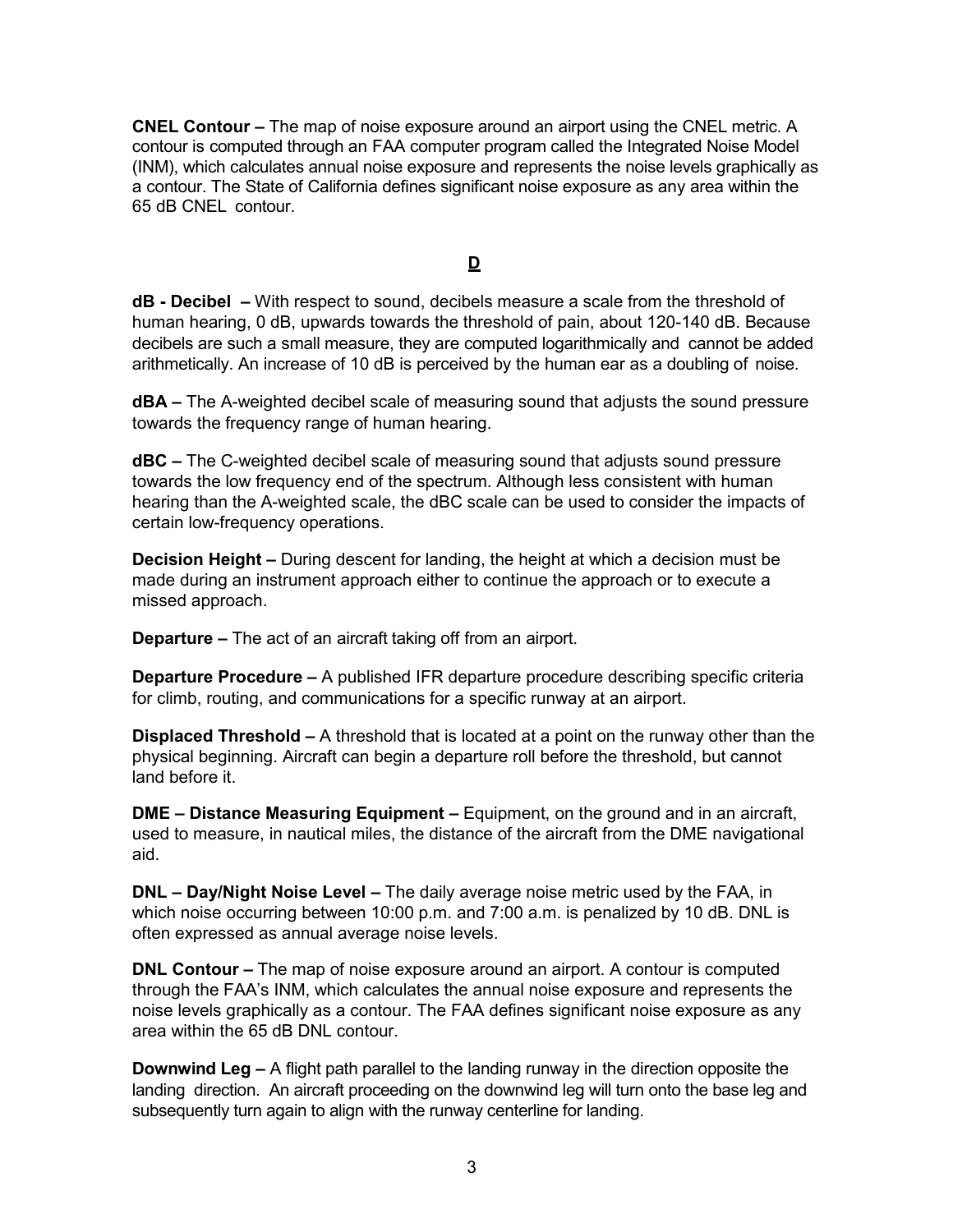**CNEL Contour –** The map of noise exposure around an airport using the CNEL metric. A contour is computed through an FAA computer program called the Integrated Noise Model (INM), which calculates annual noise exposure and represents the noise levels graphically as a contour. The State of California defines significant noise exposure as any area within the 65 dB CNEL contour.

## D

**dB - Decibel –** With respect to sound, decibels measure a scale from the threshold of human hearing, 0 dB, upwards towards the threshold of pain, about 120-140 dB. Because decibels are such a small measure, they are computed logarithmically and cannot be added arithmetically. An increase of 10 dB is perceived by the human ear as a doubling of noise.

**dBA –** The A-weighted decibel scale of measuring sound that adjusts the sound pressure towards the frequency range of human hearing.

**dBC –** The C-weighted decibel scale of measuring sound that adjusts sound pressure towards the low frequency end of the spectrum. Although less consistent with human hearing than the A-weighted scale, the dBC scale can be used to consider the impacts of certain low-frequency operations.

**Decision Height –** During descent for landing, the height at which a decision must be made during an instrument approach either to continue the approach or to execute a missed approach.

**Departure –** The act of an aircraft taking off from an airport.

**Departure Procedure –** A published IFR departure procedure describing specific criteria for climb, routing, and communications for a specific runway at an airport.

**Displaced Threshold –** A threshold that is located at a point on the runway other than the physical beginning. Aircraft can begin a departure roll before the threshold, but cannot land before it.

**DME – Distance Measuring Equipment –** Equipment, on the ground and in an aircraft, used to measure, in nautical miles, the distance of the aircraft from the DME navigational aid.

**DNL – Day/Night Noise Level –** The daily average noise metric used by the FAA, in which noise occurring between 10:00 p.m. and 7:00 a.m. is penalized by 10 dB. DNL is often expressed as annual average noise levels.

**DNL Contour –** The map of noise exposure around an airport. A contour is computed through the FAA's INM, which calculates the annual noise exposure and represents the noise levels graphically as a contour. The FAA defines significant noise exposure as any area within the 65 dB DNL contour.

**Downwind Leg –** A flight path parallel to the landing runway in the direction opposite the landing direction. An aircraft proceeding on the downwind leg will turn onto the base leg and subsequently turn again to align with the runway centerline for landing.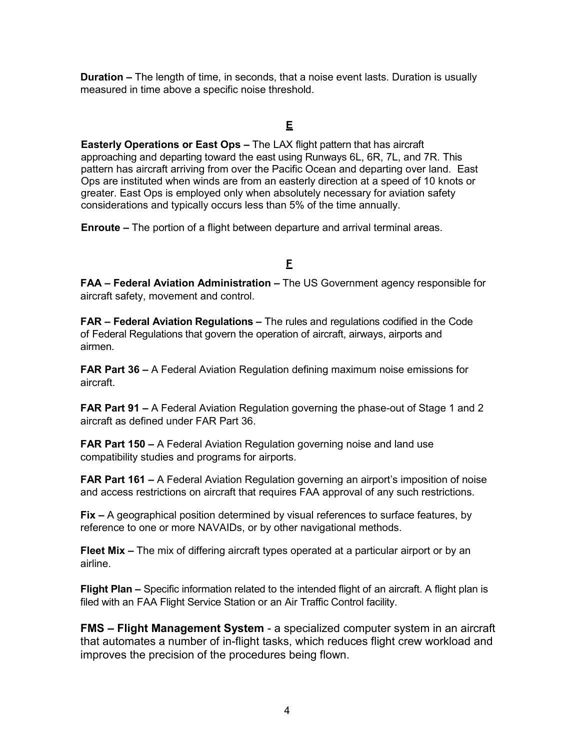**Duration –** The length of time, in seconds, that a noise event lasts. Duration is usually measured in time above a specific noise threshold.

## E

**Easterly Operations or East Ops –** The LAX flight pattern that has aircraft approaching and departing toward the east using Runways 6L, 6R, 7L, and 7R. This pattern has aircraft arriving from over the Pacific Ocean and departing over land. East Ops are instituted when winds are from an easterly direction at a speed of 10 knots or greater. East Ops is employed only when absolutely necessary for aviation safety considerations and typically occurs less than 5% of the time annually.

**Enroute –** The portion of a flight between departure and arrival terminal areas.

## F

**FAA – Federal Aviation Administration –** The US Government agency responsible for aircraft safety, movement and control.

**FAR – Federal Aviation Regulations –** The rules and regulations codified in the Code of Federal Regulations that govern the operation of aircraft, airways, airports and airmen.

**FAR Part 36 –** A Federal Aviation Regulation defining maximum noise emissions for aircraft.

**FAR Part 91 –** A Federal Aviation Regulation governing the phase-out of Stage 1 and 2 aircraft as defined under FAR Part 36.

**FAR Part 150 –** A Federal Aviation Regulation governing noise and land use compatibility studies and programs for airports.

**FAR Part 161 –** A Federal Aviation Regulation governing an airport's imposition of noise and access restrictions on aircraft that requires FAA approval of any such restrictions.

**Fix –** A geographical position determined by visual references to surface features, by reference to one or more NAVAIDs, or by other navigational methods.

**Fleet Mix –** The mix of differing aircraft types operated at a particular airport or by an airline.

**Flight Plan –** Specific information related to the intended flight of an aircraft. A flight plan is filed with an FAA Flight Service Station or an Air Traffic Control facility.

**FMS – Flight Management System** - a specialized computer system in an aircraft that automates a number of in-flight tasks, which reduces flight crew workload and improves the precision of the procedures being flown.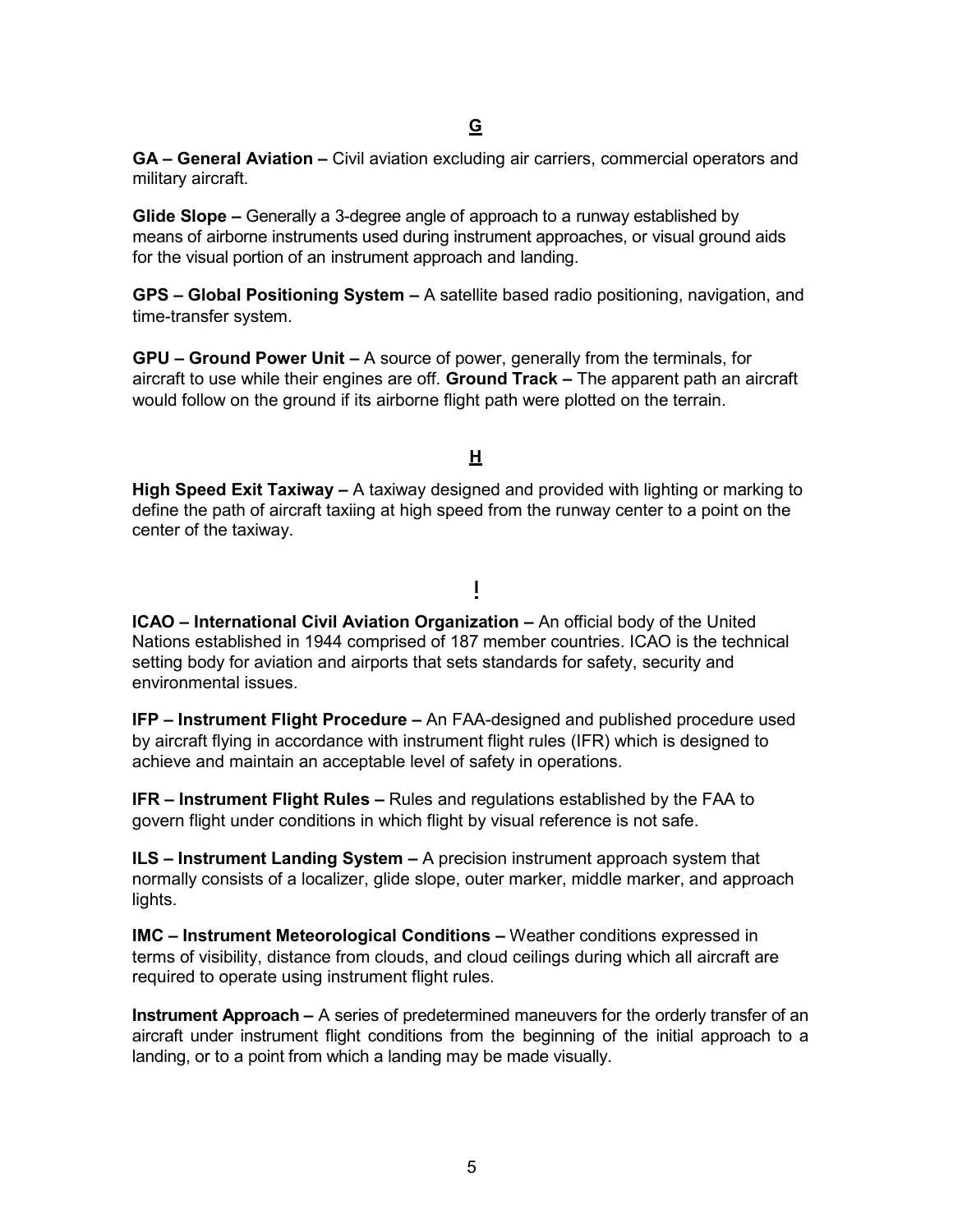## G

**GA – General Aviation –** Civil aviation excluding air carriers, commercial operators and military aircraft.

**Glide Slope –** Generally a 3-degree angle of approach to a runway established by means of airborne instruments used during instrument approaches, or visual ground aids for the visual portion of an instrument approach and landing.

**GPS – Global Positioning System –** A satellite based radio positioning, navigation, and time-transfer system.

**GPU – Ground Power Unit –** A source of power, generally from the terminals, for aircraft to use while their engines are off. **Ground Track –** The apparent path an aircraft would follow on the ground if its airborne flight path were plotted on the terrain.

## H

**High Speed Exit Taxiway –** A taxiway designed and provided with lighting or marking to define the path of aircraft taxiing at high speed from the runway center to a point on the center of the taxiway.

## I

**ICAO – International Civil Aviation Organization –** An official body of the United Nations established in 1944 comprised of 187 member countries. ICAO is the technical setting body for aviation and airports that sets standards for safety, security and environmental issues.

**IFP – Instrument Flight Procedure –** An FAA-designed and published procedure used by aircraft flying in accordance with instrument flight rules (IFR) which is designed to achieve and maintain an acceptable level of safety in operations.

**IFR – Instrument Flight Rules –** Rules and regulations established by the FAA to govern flight under conditions in which flight by visual reference is not safe.

**ILS – Instrument Landing System –** A precision instrument approach system that normally consists of a localizer, glide slope, outer marker, middle marker, and approach lights.

**IMC – Instrument Meteorological Conditions –** Weather conditions expressed in terms of visibility, distance from clouds, and cloud ceilings during which all aircraft are required to operate using instrument flight rules.

**Instrument Approach –** A series of predetermined maneuvers for the orderly transfer of an aircraft under instrument flight conditions from the beginning of the initial approach to a landing, or to a point from which a landing may be made visually.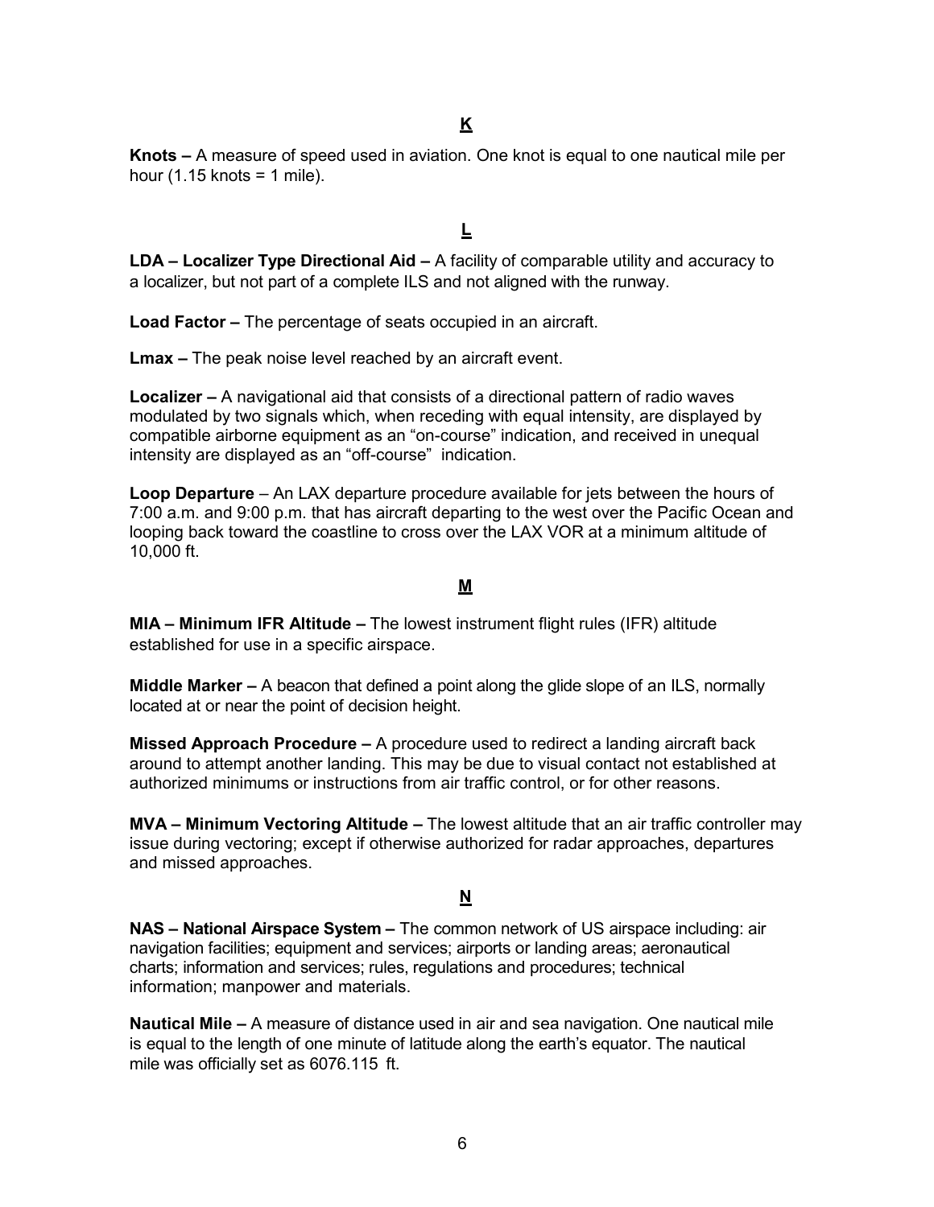## K

**Knots –** A measure of speed used in aviation. One knot is equal to one nautical mile per hour (1.15 knots = 1 mile).

## L

**LDA – Localizer Type Directional Aid –** A facility of comparable utility and accuracy to a localizer, but not part of a complete ILS and not aligned with the runway.

**Load Factor –** The percentage of seats occupied in an aircraft.

**Lmax –** The peak noise level reached by an aircraft event.

**Localizer –** A navigational aid that consists of a directional pattern of radio waves modulated by two signals which, when receding with equal intensity, are displayed by compatible airborne equipment as an "on-course" indication, and received in unequal intensity are displayed as an "off-course" indication.

**Loop Departure** – An LAX departure procedure available for jets between the hours of 7:00 a.m. and 9:00 p.m. that has aircraft departing to the west over the Pacific Ocean and looping back toward the coastline to cross over the LAX VOR at a minimum altitude of 10,000 ft.

## M

**MIA – Minimum IFR Altitude –** The lowest instrument flight rules (IFR) altitude established for use in a specific airspace.

**Middle Marker –** A beacon that defined a point along the glide slope of an ILS, normally located at or near the point of decision height.

**Missed Approach Procedure –** A procedure used to redirect a landing aircraft back around to attempt another landing. This may be due to visual contact not established at authorized minimums or instructions from air traffic control, or for other reasons.

**MVA – Minimum Vectoring Altitude –** The lowest altitude that an air traffic controller may issue during vectoring; except if otherwise authorized for radar approaches, departures and missed approaches.

## N

**NAS – National Airspace System –** The common network of US airspace including: air navigation facilities; equipment and services; airports or landing areas; aeronautical charts; information and services; rules, regulations and procedures; technical information; manpower and materials.

**Nautical Mile –** A measure of distance used in air and sea navigation. One nautical mile is equal to the length of one minute of latitude along the earth's equator. The nautical mile was officially set as 6076.115 ft.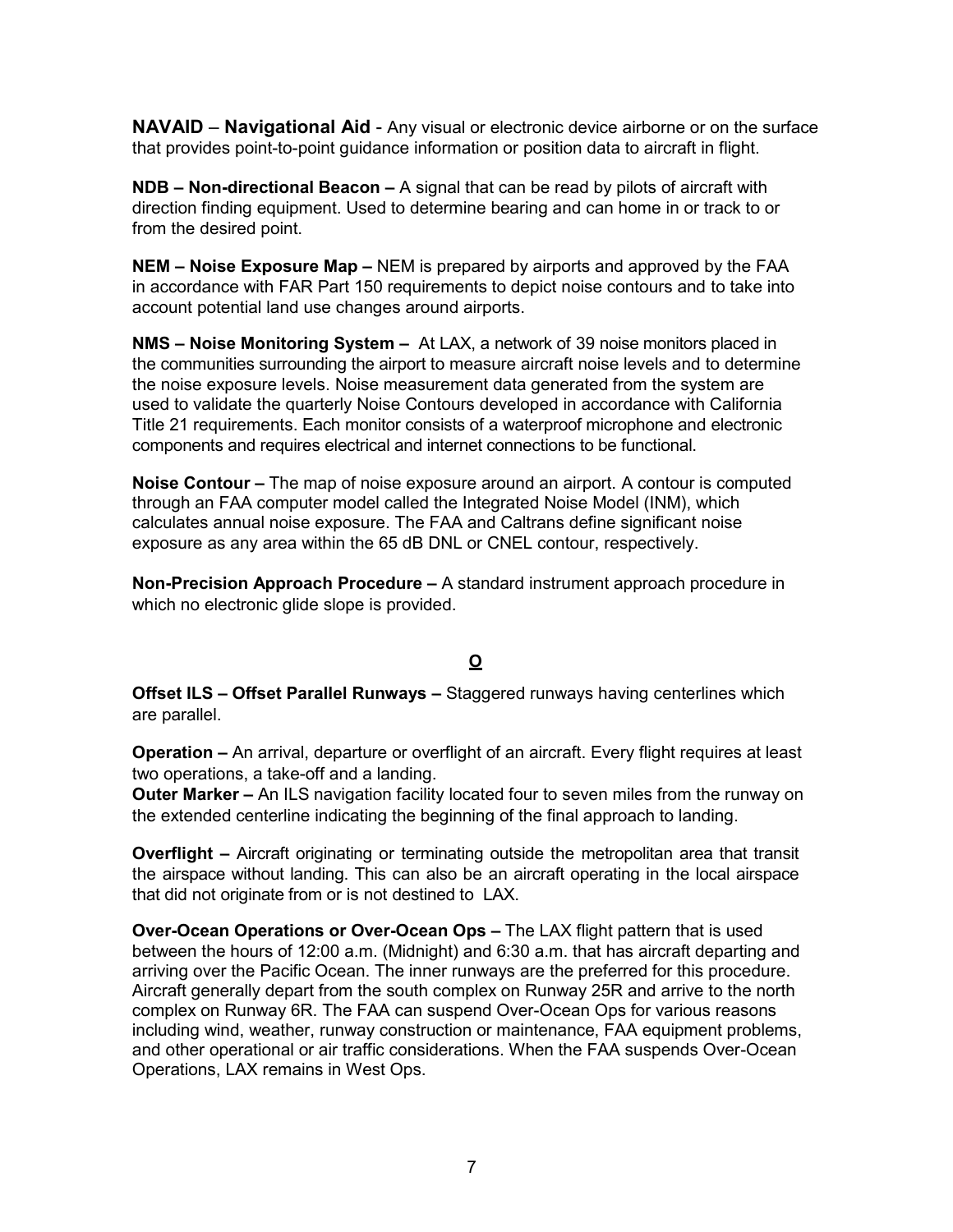**NAVAID** – **Navigational Aid** - Any visual or electronic device airborne or on the surface that provides point-to-point guidance information or position data to aircraft in flight.

**NDB – Non-directional Beacon –** A signal that can be read by pilots of aircraft with direction finding equipment. Used to determine bearing and can home in or track to or from the desired point.

**NEM – Noise Exposure Map –** NEM is prepared by airports and approved by the FAA in accordance with FAR Part 150 requirements to depict noise contours and to take into account potential land use changes around airports.

**NMS – Noise Monitoring System –** At LAX, a network of 39 noise monitors placed in the communities surrounding the airport to measure aircraft noise levels and to determine the noise exposure levels. Noise measurement data generated from the system are used to validate the quarterly Noise Contours developed in accordance with California Title 21 requirements. Each monitor consists of a waterproof microphone and electronic components and requires electrical and internet connections to be functional.

**Noise Contour –** The map of noise exposure around an airport. A contour is computed through an FAA computer model called the Integrated Noise Model (INM), which calculates annual noise exposure. The FAA and Caltrans define significant noise exposure as any area within the 65 dB DNL or CNEL contour, respectively.

**Non-Precision Approach Procedure –** A standard instrument approach procedure in which no electronic glide slope is provided.

## O

**Offset ILS – Offset Parallel Runways –** Staggered runways having centerlines which are parallel.

**Operation –** An arrival, departure or overflight of an aircraft. Every flight requires at least two operations, a take-off and a landing.

**Outer Marker –** An ILS navigation facility located four to seven miles from the runway on the extended centerline indicating the beginning of the final approach to landing.

**Overflight –** Aircraft originating or terminating outside the metropolitan area that transit the airspace without landing. This can also be an aircraft operating in the local airspace that did not originate from or is not destined to LAX.

**Over-Ocean Operations or Over-Ocean Ops –** The LAX flight pattern that is used between the hours of 12:00 a.m. (Midnight) and 6:30 a.m. that has aircraft departing and arriving over the Pacific Ocean. The inner runways are the preferred for this procedure. Aircraft generally depart from the south complex on Runway 25R and arrive to the north complex on Runway 6R. The FAA can suspend Over-Ocean Ops for various reasons including wind, weather, runway construction or maintenance, FAA equipment problems, and other operational or air traffic considerations. When the FAA suspends Over-Ocean Operations, LAX remains in West Ops.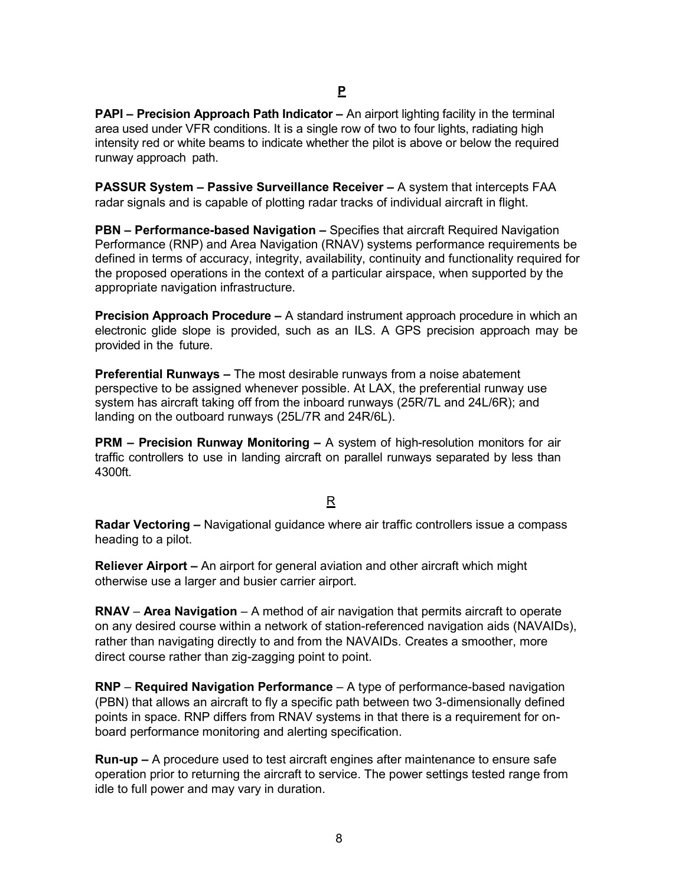## P

**PAPI – Precision Approach Path Indicator –** An airport lighting facility in the terminal area used under VFR conditions. It is a single row of two to four lights, radiating high intensity red or white beams to indicate whether the pilot is above or below the required runway approach path.

**PASSUR System – Passive Surveillance Receiver –** A system that intercepts FAA radar signals and is capable of plotting radar tracks of individual aircraft in flight.

**PBN – Performance-based Navigation –** Specifies that aircraft Required Navigation Performance (RNP) and Area Navigation (RNAV) systems performance requirements be defined in terms of accuracy, integrity, availability, continuity and functionality required for the proposed operations in the context of a particular airspace, when supported by the appropriate navigation infrastructure.

**Precision Approach Procedure –** A standard instrument approach procedure in which an electronic glide slope is provided, such as an ILS. A GPS precision approach may be provided in the future.

**Preferential Runways –** The most desirable runways from a noise abatement perspective to be assigned whenever possible. At LAX, the preferential runway use system has aircraft taking off from the inboard runways (25R/7L and 24L/6R); and landing on the outboard runways (25L/7R and 24R/6L).

**PRM – Precision Runway Monitoring –** A system of high-resolution monitors for air traffic controllers to use in landing aircraft on parallel runways separated by less than 4300ft.

## R

**Radar Vectoring –** Navigational guidance where air traffic controllers issue a compass heading to a pilot.

**Reliever Airport –** An airport for general aviation and other aircraft which might otherwise use a larger and busier carrier airport.

**RNAV** – **Area Navigation** – A method of air navigation that permits aircraft to operate on any desired course within a network of station-referenced navigation aids (NAVAIDs), rather than navigating directly to and from the NAVAIDs. Creates a smoother, more direct course rather than zig-zagging point to point.

**RNP** – **Required Navigation Performance** – A type of performance-based navigation (PBN) that allows an aircraft to fly a specific path between two 3-dimensionally defined points in space. RNP differs from RNAV systems in that there is a requirement for on-board performance monitoring and alerting specification.

**Run-up –** A procedure used to test aircraft engines after maintenance to ensure safe operation prior to returning the aircraft to service. The power settings tested range from idle to full power and may vary in duration.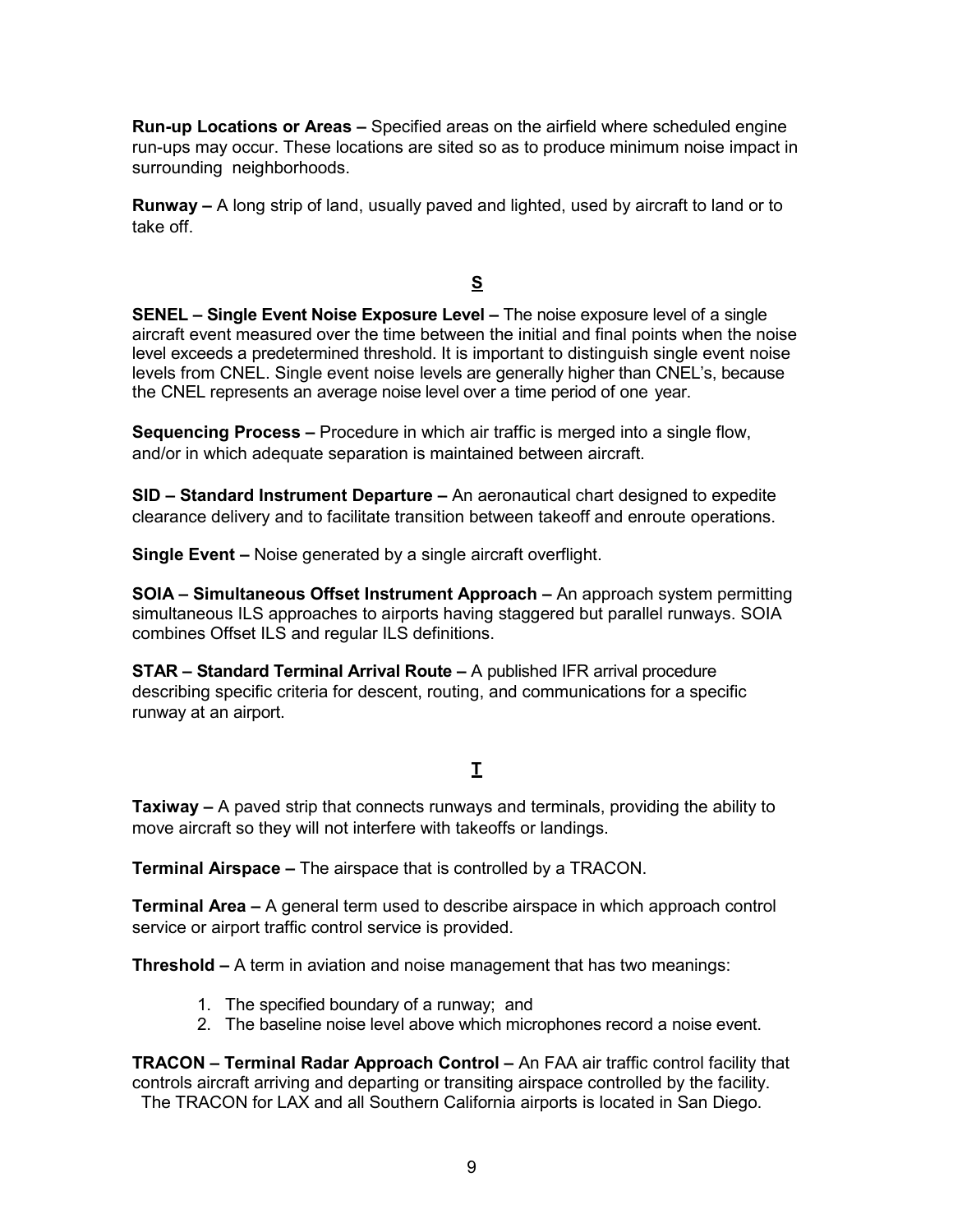**Run-up Locations or Areas –** Specified areas on the airfield where scheduled engine run-ups may occur. These locations are sited so as to produce minimum noise impact in surrounding neighborhoods.

**Runway –** A long strip of land, usually paved and lighted, used by aircraft to land or to take off.

## S

**SENEL – Single Event Noise Exposure Level –** The noise exposure level of a single aircraft event measured over the time between the initial and final points when the noise level exceeds a predetermined threshold. It is important to distinguish single event noise levels from CNEL. Single event noise levels are generally higher than CNEL's, because the CNEL represents an average noise level over a time period of one year.

**Sequencing Process –** Procedure in which air traffic is merged into a single flow, and/or in which adequate separation is maintained between aircraft.

**SID – Standard Instrument Departure –** An aeronautical chart designed to expedite clearance delivery and to facilitate transition between takeoff and enroute operations.

**Single Event –** Noise generated by a single aircraft overflight.

**SOIA – Simultaneous Offset Instrument Approach –** An approach system permitting simultaneous ILS approaches to airports having staggered but parallel runways. SOIA combines Offset ILS and regular ILS definitions.

**STAR – Standard Terminal Arrival Route –** A published IFR arrival procedure describing specific criteria for descent, routing, and communications for a specific runway at an airport.

## T

**Taxiway –** A paved strip that connects runways and terminals, providing the ability to move aircraft so they will not interfere with takeoffs or landings.

**Terminal Airspace –** The airspace that is controlled by a TRACON.

**Terminal Area –** A general term used to describe airspace in which approach control service or airport traffic control service is provided.

**Threshold –** A term in aviation and noise management that has two meanings:

1. The specified boundary of a runway; and
2. The baseline noise level above which microphones record a noise event.

**TRACON – Terminal Radar Approach Control –** An FAA air traffic control facility that controls aircraft arriving and departing or transiting airspace controlled by the facility. The TRACON for LAX and all Southern California airports is located in San Diego.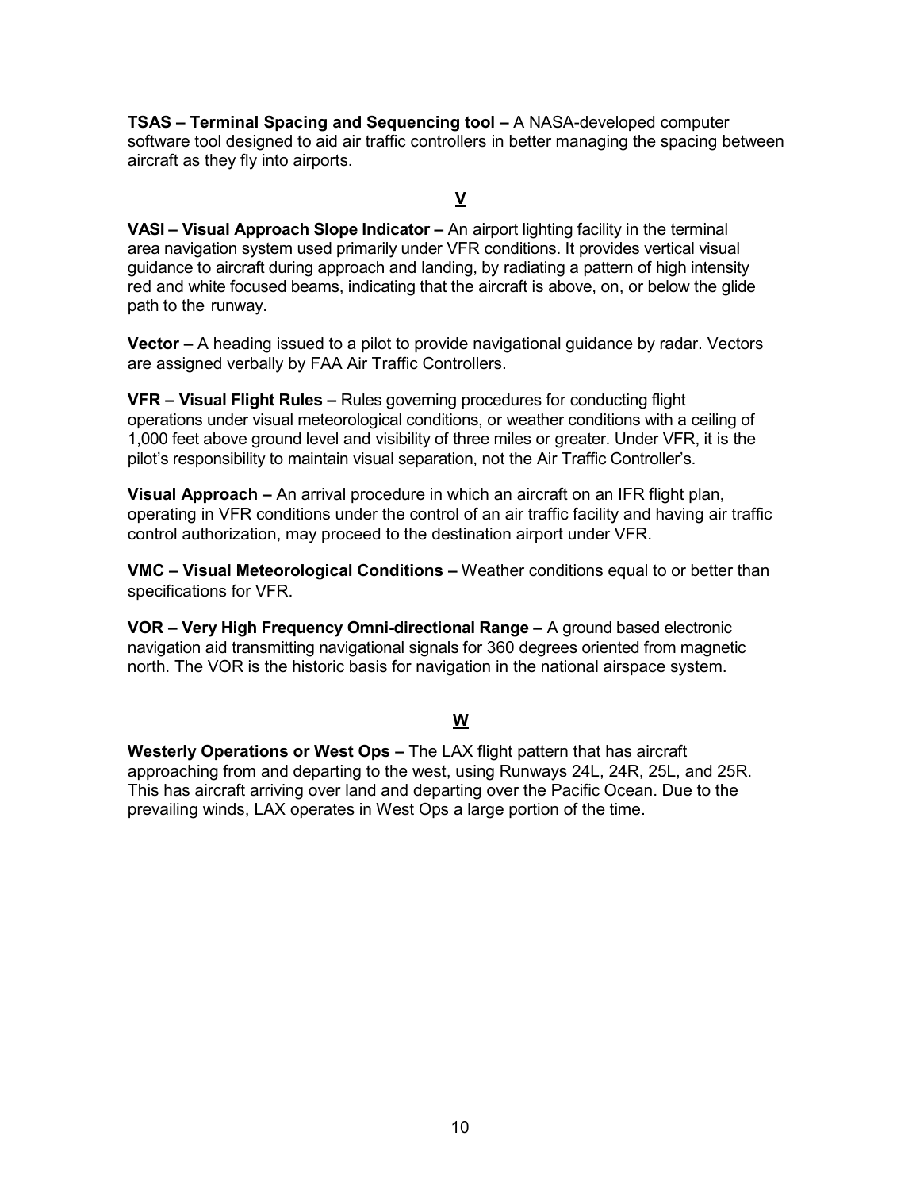**TSAS – Terminal Spacing and Sequencing tool –** A NASA-developed computer software tool designed to aid air traffic controllers in better managing the spacing between aircraft as they fly into airports.

## V

**VASI – Visual Approach Slope Indicator –** An airport lighting facility in the terminal area navigation system used primarily under VFR conditions. It provides vertical visual guidance to aircraft during approach and landing, by radiating a pattern of high intensity red and white focused beams, indicating that the aircraft is above, on, or below the glide path to the runway.

**Vector –** A heading issued to a pilot to provide navigational guidance by radar. Vectors are assigned verbally by FAA Air Traffic Controllers.

**VFR – Visual Flight Rules –** Rules governing procedures for conducting flight operations under visual meteorological conditions, or weather conditions with a ceiling of 1,000 feet above ground level and visibility of three miles or greater. Under VFR, it is the pilot's responsibility to maintain visual separation, not the Air Traffic Controller's.

**Visual Approach –** An arrival procedure in which an aircraft on an IFR flight plan, operating in VFR conditions under the control of an air traffic facility and having air traffic control authorization, may proceed to the destination airport under VFR.

**VMC – Visual Meteorological Conditions –** Weather conditions equal to or better than specifications for VFR.

**VOR – Very High Frequency Omni-directional Range –** A ground based electronic navigation aid transmitting navigational signals for 360 degrees oriented from magnetic north. The VOR is the historic basis for navigation in the national airspace system.

## W

**Westerly Operations or West Ops –** The LAX flight pattern that has aircraft approaching from and departing to the west, using Runways 24L, 24R, 25L, and 25R. This has aircraft arriving over land and departing over the Pacific Ocean. Due to the prevailing winds, LAX operates in West Ops a large portion of the time.